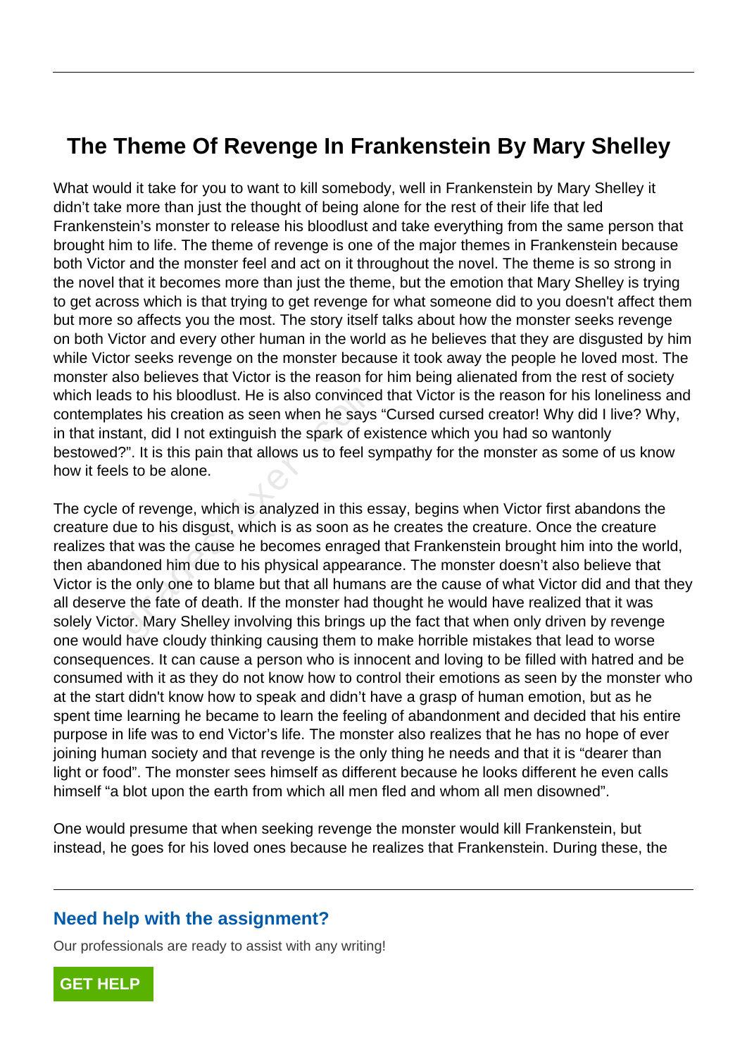# The Theme Of Revenge In Frankenstein By Mary Shelley

What would it take for you to want to kill somebody, well in Frankenstein by Mary Shelley it didn't take more than just the thought of being alone for the rest of their life that led Frankenstein's monster to release his bloodlust and take everything from the same person that brought him to life. The theme of revenge is one of the major themes in Frankenstein because both Victor and the monster feel and act on it throughout the novel. The theme is so strong in the novel that it becomes more than just the theme, but the emotion that Mary Shelley is trying to get across which is that trying to get revenge for what someone did to you doesn't affect them but more so affects you the most. The story itself talks about how the monster seeks revenge on both Victor and every other human in the world as he believes that they are disgusted by him while Victor seeks revenge on the monster because it took away the people he loved most. The monster also believes that Victor is the reason for him being alienated from the rest of society which leads to his bloodlust. He is also convinced that Victor is the reason for his loneliness and contemplates his creation as seen when he says "Cursed cursed creator! Why did I live? Why, in that instant, did I not extinguish the spark of existence which you had so wantonly bestowed?". It is this pain that allows us to feel sympathy for the monster as some of us know how it feels to be alone.

The cycle of revenge, which is analyzed in this essay, begins when Victor first abandons the creature due to his disgust, which is as soon as he creates the creature. Once the creature realizes that was the cause he becomes enraged that Frankenstein brought him into the world, then abandoned him due to his physical appearance. The monster doesn't also believe that Victor is the only one to blame but that all humans are the cause of what Victor did and that they all deserve the fate of death. If the monster had thought he would have realized that it was solely Victor. Mary Shelley involving this brings up the fact that when only driven by revenge one would have cloudy thinking causing them to make horrible mistakes that lead to worse consequences. It can cause a person who is innocent and loving to be filled with hatred and be consumed with it as they do not know how to control their emotions as seen by the monster who at the start didn't know how to speak and didn't have a grasp of human emotion, but as he spent time learning he became to learn the feeling of abandonment and decided that his entire purpose in life was to end Victor's life. The monster also realizes that he has no hope of ever joining human society and that revenge is the only thing he needs and that it is "dearer than light or food". The monster sees himself as different because he looks different he even calls himself "a blot upon the earth from which all men fled and whom all men disowned".

One would presume that when seeking revenge the monster would kill Frankenstein, but instead, he goes for his loved ones because he realizes that Frankenstein. During these, the

## Need help with the assignment?

Our professionals are ready to assist with any writing!

GET HELP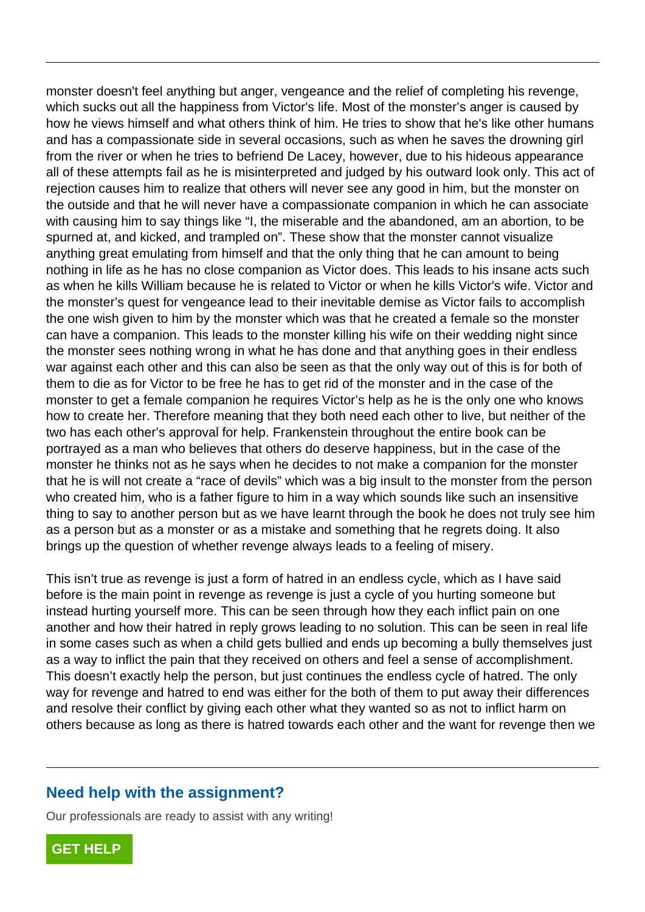monster doesn't feel anything but anger, vengeance and the relief of completing his revenge, which sucks out all the happiness from Victor's life. Most of the monster's anger is caused by how he views himself and what others think of him. He tries to show that he's like other humans and has a compassionate side in several occasions, such as when he saves the drowning girl from the river or when he tries to befriend De Lacey, however, due to his hideous appearance all of these attempts fail as he is misinterpreted and judged by his outward look only. This act of rejection causes him to realize that others will never see any good in him, but the monster on the outside and that he will never have a compassionate companion in which he can associate with causing him to say things like “I, the miserable and the abandoned, am an abortion, to be spurned at, and kicked, and trampled on”. These show that the monster cannot visualize anything great emulating from himself and that the only thing that he can amount to being nothing in life as he has no close companion as Victor does. This leads to his insane acts such as when he kills William because he is related to Victor or when he kills Victor's wife. Victor and the monster's quest for vengeance lead to their inevitable demise as Victor fails to accomplish the one wish given to him by the monster which was that he created a female so the monster can have a companion. This leads to the monster killing his wife on their wedding night since the monster sees nothing wrong in what he has done and that anything goes in their endless war against each other and this can also be seen as that the only way out of this is for both of them to die as for Victor to be free he has to get rid of the monster and in the case of the monster to get a female companion he requires Victor's help as he is the only one who knows how to create her. Therefore meaning that they both need each other to live, but neither of the two has each other's approval for help. Frankenstein throughout the entire book can be portrayed as a man who believes that others do deserve happiness, but in the case of the monster he thinks not as he says when he decides to not make a companion for the monster that he is will not create a “race of devils” which was a big insult to the monster from the person who created him, who is a father figure to him in a way which sounds like such an insensitive thing to say to another person but as we have learnt through the book he does not truly see him as a person but as a monster or as a mistake and something that he regrets doing. It also brings up the question of whether revenge always leads to a feeling of misery.

This isn't true as revenge is just a form of hatred in an endless cycle, which as I have said before is the main point in revenge as revenge is just a cycle of you hurting someone but instead hurting yourself more. This can be seen through how they each inflict pain on one another and how their hatred in reply grows leading to no solution. This can be seen in real life in some cases such as when a child gets bullied and ends up becoming a bully themselves just as a way to inflict the pain that they received on others and feel a sense of accomplishment. This doesn't exactly help the person, but just continues the endless cycle of hatred. The only way for revenge and hatred to end was either for the both of them to put away their differences and resolve their conflict by giving each other what they wanted so as not to inflict harm on others because as long as there is hatred towards each other and the want for revenge then we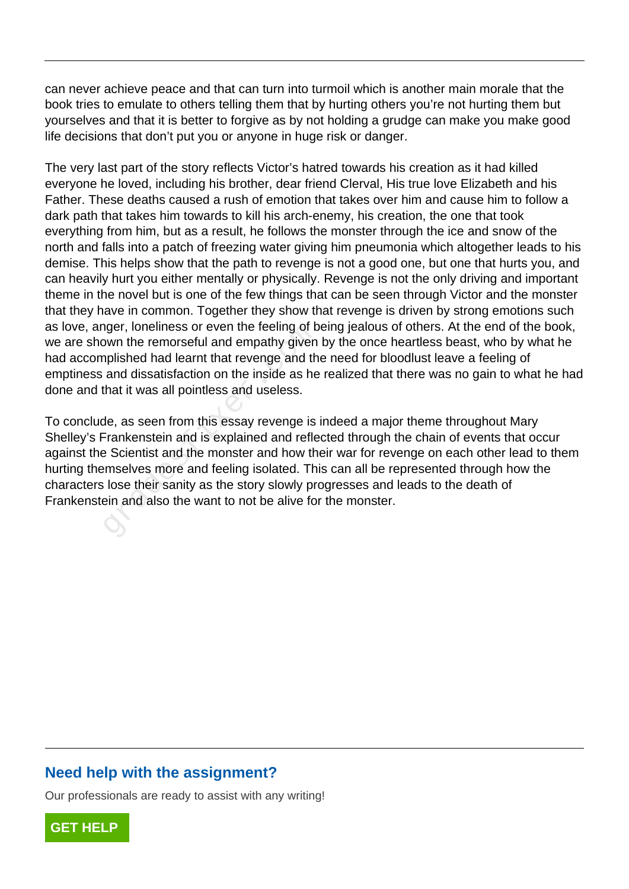can never achieve peace and that can turn into turmoil which is another main morale that the book tries to emulate to others telling them that by hurting others you're not hurting them but yourselves and that it is better to forgive as by not holding a grudge can make you make good life decisions that don't put you or anyone in huge risk or danger.

The very last part of the story reflects Victor's hatred towards his creation as it had killed everyone he loved, including his brother, dear friend Clerval, His true love Elizabeth and his Father. These deaths caused a rush of emotion that takes over him and cause him to follow a dark path that takes him towards to kill his arch-enemy, his creation, the one that took everything from him, but as a result, he follows the monster through the ice and snow of the north and falls into a patch of freezing water giving him pneumonia which altogether leads to his demise. This helps show that the path to revenge is not a good one, but one that hurts you, and can heavily hurt you either mentally or physically. Revenge is not the only driving and important theme in the novel but is one of the few things that can be seen through Victor and the monster that they have in common. Together they show that revenge is driven by strong emotions such as love, anger, loneliness or even the feeling of being jealous of others. At the end of the book, we are shown the remorseful and empathy given by the once heartless beast, who by what he had accomplished had learnt that revenge and the need for bloodlust leave a feeling of emptiness and dissatisfaction on the inside as he realized that there was no gain to what he had done and that it was all pointless and useless.

To conclude, as seen from this essay revenge is indeed a major theme throughout Mary Shelley's Frankenstein and is explained and reflected through the chain of events that occur against the Scientist and the monster and how their war for revenge on each other lead to them hurting themselves more and feeling isolated. This can all be represented through how the characters lose their sanity as the story slowly progresses and leads to the death of Frankenstein and also the want to not be alive for the monster.

## Need help with the assignment?

Our professionals are ready to assist with any writing!

GET HELP